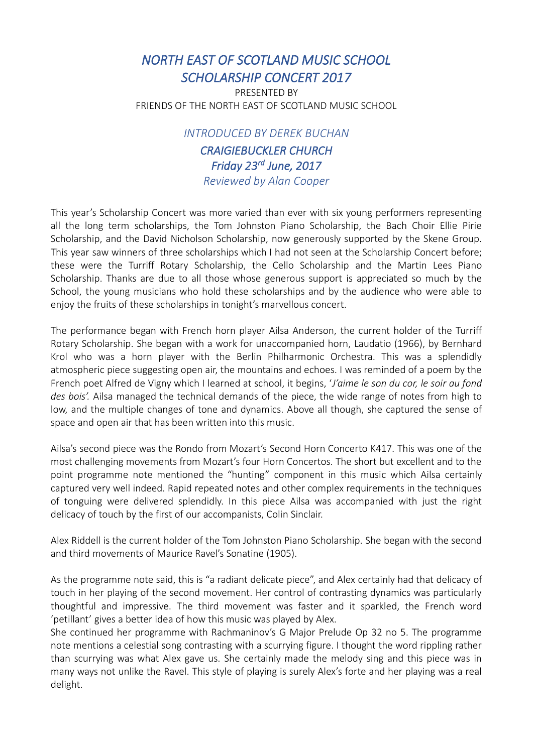# *NORTH EAST OF SCOTLAND MUSIC SCHOOL SCHOLARSHIP CONCERT 2017*

PRESENTED BY
FRIENDS OF THE NORTH EAST OF SCOTLAND MUSIC SCHOOL

*INTRODUCED BY DEREK BUCHAN*

***CRAIGIEBUCKLER CHURCH***

***Friday 23rd June, 2017***

*Reviewed by Alan Cooper*

This year's Scholarship Concert was more varied than ever with six young performers representing all the long term scholarships, the Tom Johnston Piano Scholarship, the Bach Choir Ellie Pirie Scholarship, and the David Nicholson Scholarship, now generously supported by the Skene Group. This year saw winners of three scholarships which I had not seen at the Scholarship Concert before; these were the Turriff Rotary Scholarship, the Cello Scholarship and the Martin Lees Piano Scholarship. Thanks are due to all those whose generous support is appreciated so much by the School, the young musicians who hold these scholarships and by the audience who were able to enjoy the fruits of these scholarships in tonight's marvellous concert.

The performance began with French horn player Ailsa Anderson, the current holder of the Turriff Rotary Scholarship. She began with a work for unaccompanied horn, Laudatio (1966), by Bernhard Krol who was a horn player with the Berlin Philharmonic Orchestra. This was a splendidly atmospheric piece suggesting open air, the mountains and echoes. I was reminded of a poem by the French poet Alfred de Vigny which I learned at school, it begins, '*J'aime le son du cor, le soir au fond des bois'.* Ailsa managed the technical demands of the piece, the wide range of notes from high to low, and the multiple changes of tone and dynamics. Above all though, she captured the sense of space and open air that has been written into this music.

Ailsa's second piece was the Rondo from Mozart's Second Horn Concerto K417. This was one of the most challenging movements from Mozart's four Horn Concertos. The short but excellent and to the point programme note mentioned the "hunting" component in this music which Ailsa certainly captured very well indeed. Rapid repeated notes and other complex requirements in the techniques of tonguing were delivered splendidly. In this piece Ailsa was accompanied with just the right delicacy of touch by the first of our accompanists, Colin Sinclair.

Alex Riddell is the current holder of the Tom Johnston Piano Scholarship. She began with the second and third movements of Maurice Ravel's Sonatine (1905).

As the programme note said, this is "a radiant delicate piece", and Alex certainly had that delicacy of touch in her playing of the second movement. Her control of contrasting dynamics was particularly thoughtful and impressive. The third movement was faster and it sparkled, the French word 'petillant' gives a better idea of how this music was played by Alex.

She continued her programme with Rachmaninov's G Major Prelude Op 32 no 5. The programme note mentions a celestial song contrasting with a scurrying figure. I thought the word rippling rather than scurrying was what Alex gave us. She certainly made the melody sing and this piece was in many ways not unlike the Ravel. This style of playing is surely Alex's forte and her playing was a real delight.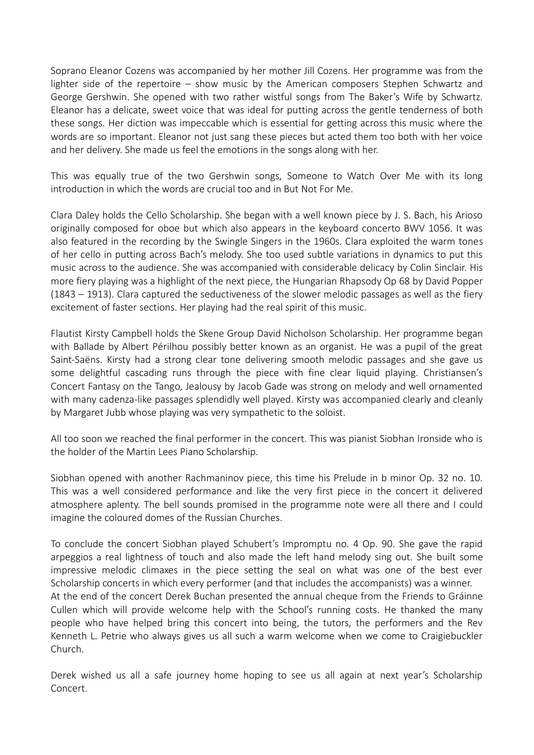Soprano Eleanor Cozens was accompanied by her mother Jill Cozens. Her programme was from the lighter side of the repertoire – show music by the American composers Stephen Schwartz and George Gershwin. She opened with two rather wistful songs from The Baker's Wife by Schwartz. Eleanor has a delicate, sweet voice that was ideal for putting across the gentle tenderness of both these songs. Her diction was impeccable which is essential for getting across this music where the words are so important. Eleanor not just sang these pieces but acted them too both with her voice and her delivery. She made us feel the emotions in the songs along with her.

This was equally true of the two Gershwin songs, Someone to Watch Over Me with its long introduction in which the words are crucial too and in But Not For Me.

Clara Daley holds the Cello Scholarship. She began with a well known piece by J. S. Bach, his Arioso originally composed for oboe but which also appears in the keyboard concerto BWV 1056. It was also featured in the recording by the Swingle Singers in the 1960s. Clara exploited the warm tones of her cello in putting across Bach's melody. She too used subtle variations in dynamics to put this music across to the audience. She was accompanied with considerable delicacy by Colin Sinclair. His more fiery playing was a highlight of the next piece, the Hungarian Rhapsody Op 68 by David Popper (1843 – 1913). Clara captured the seductiveness of the slower melodic passages as well as the fiery excitement of faster sections. Her playing had the real spirit of this music.

Flautist Kirsty Campbell holds the Skene Group David Nicholson Scholarship. Her programme began with Ballade by Albert Périlhou possibly better known as an organist. He was a pupil of the great Saint-Saëns. Kirsty had a strong clear tone delivering smooth melodic passages and she gave us some delightful cascading runs through the piece with fine clear liquid playing. Christiansen's Concert Fantasy on the Tango, Jealousy by Jacob Gade was strong on melody and well ornamented with many cadenza-like passages splendidly well played. Kirsty was accompanied clearly and cleanly by Margaret Jubb whose playing was very sympathetic to the soloist.

All too soon we reached the final performer in the concert. This was pianist Siobhan Ironside who is the holder of the Martin Lees Piano Scholarship.

Siobhan opened with another Rachmaninov piece, this time his Prelude in b minor Op. 32 no. 10. This was a well considered performance and like the very first piece in the concert it delivered atmosphere aplenty. The bell sounds promised in the programme note were all there and I could imagine the coloured domes of the Russian Churches.

To conclude the concert Siobhan played Schubert's Impromptu no. 4 Op. 90. She gave the rapid arpeggios a real lightness of touch and also made the left hand melody sing out. She built some impressive melodic climaxes in the piece setting the seal on what was one of the best ever Scholarship concerts in which every performer (and that includes the accompanists) was a winner.
At the end of the concert Derek Buchan presented the annual cheque from the Friends to Gráinne Cullen which will provide welcome help with the School's running costs. He thanked the many people who have helped bring this concert into being, the tutors, the performers and the Rev Kenneth L. Petrie who always gives us all such a warm welcome when we come to Craigiebuckler Church.

Derek wished us all a safe journey home hoping to see us all again at next year's Scholarship Concert.